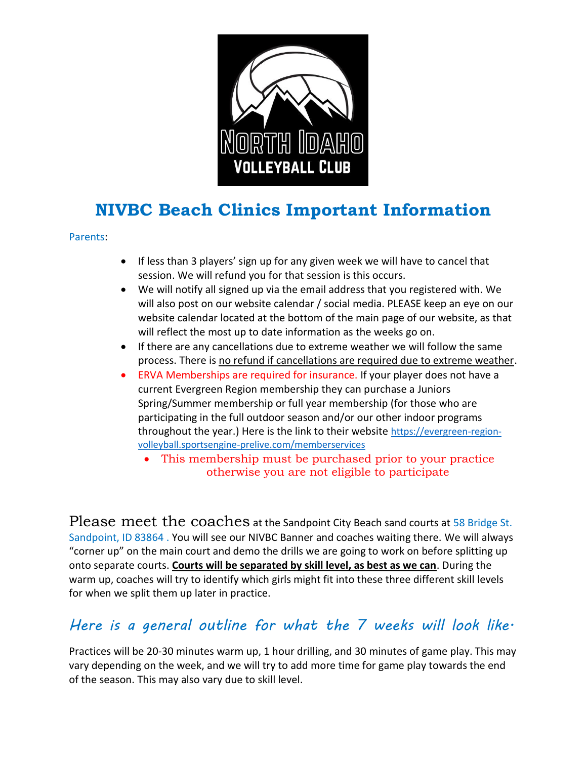# NIVBC Beach Clinics Important Information

Parents:

- If less than 3 players' sign up for any given week we will have to cancel that session. We will refund you for that session is this occurs.
- We will notify all signed up via the email address that you registered with. We will also post on our website calendar / social media. PLEASE keep an eye on our website calendar located at the bottom of the main page of our website, as that will reflect the most up to date information as the weeks go on.
- If there are any cancellations due to extreme weather we will follow the same process. There is no refund if cancellations are required due to extreme weather.
- ERVA Memberships are required for insurance. If your player does not have a current Evergreen Region membership they can purchase a Juniors Spring/Summer membership or full year membership (for those who are participating in the full outdoor season and/or our other indoor programs throughout the year.) Here is the link to their website https://evergreen-region-volleyball.sportsengine-prelive.com/memberservices
  - This membership must be purchased prior to your practice otherwise you are not eligible to participate

Please meet the coaches at the Sandpoint City Beach sand courts at 58 Bridge St. Sandpoint, ID 83864 . You will see our NIVBC Banner and coaches waiting there. We will always "corner up" on the main court and demo the drills we are going to work on before splitting up onto separate courts. **Courts will be separated by skill level, as best as we can**. During the warm up, coaches will try to identify which girls might fit into these three different skill levels for when we split them up later in practice.

## *Here is a general outline for what the 7 weeks will look like.*

Practices will be 20-30 minutes warm up, 1 hour drilling, and 30 minutes of game play. This may vary depending on the week, and we will try to add more time for game play towards the end of the season. This may also vary due to skill level.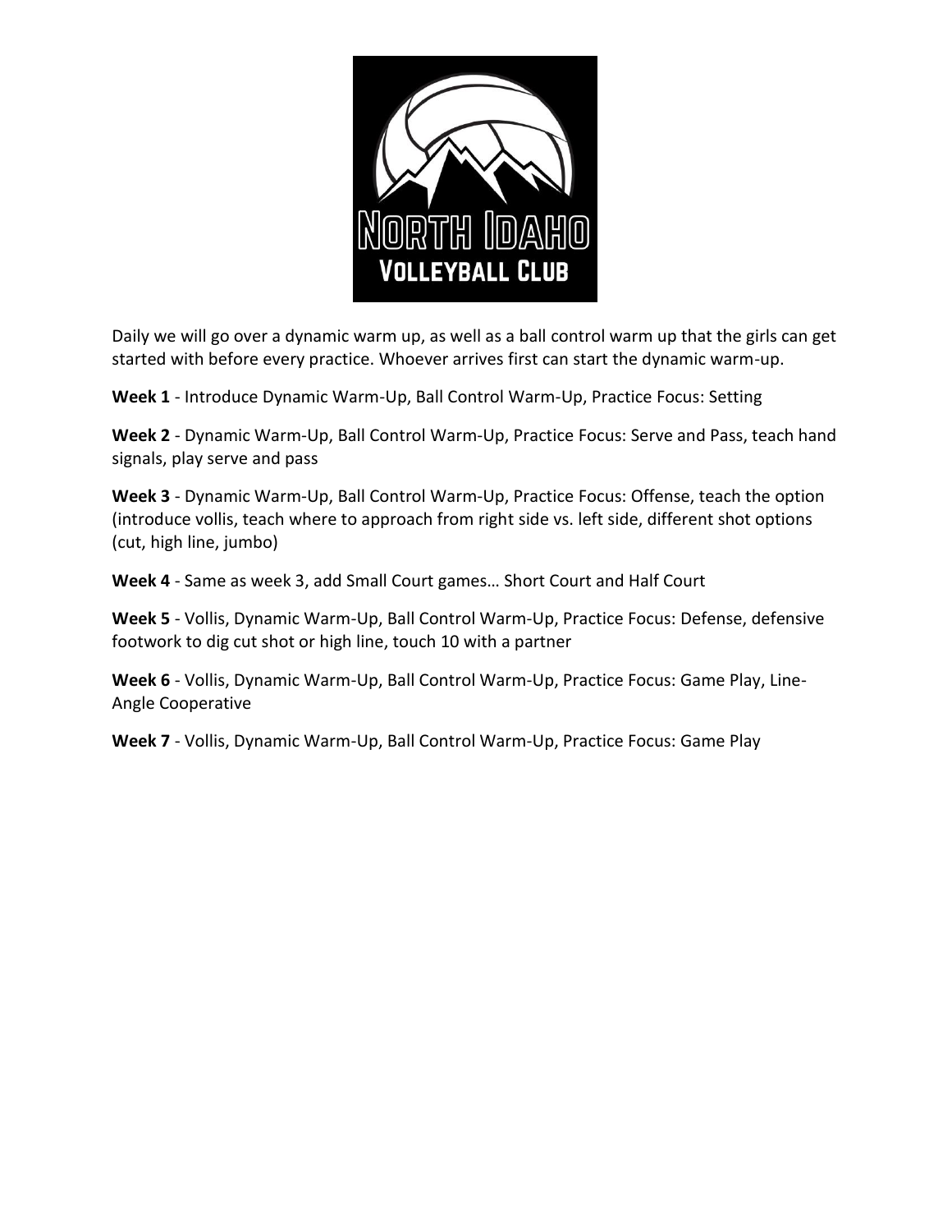Daily we will go over a dynamic warm up, as well as a ball control warm up that the girls can get started with before every practice. Whoever arrives first can start the dynamic warm-up.

**Week 1** - Introduce Dynamic Warm-Up, Ball Control Warm-Up, Practice Focus: Setting

**Week 2** - Dynamic Warm-Up, Ball Control Warm-Up, Practice Focus: Serve and Pass, teach hand signals, play serve and pass

**Week 3** - Dynamic Warm-Up, Ball Control Warm-Up, Practice Focus: Offense, teach the option (introduce vollis, teach where to approach from right side vs. left side, different shot options (cut, high line, jumbo)

**Week 4** - Same as week 3, add Small Court games… Short Court and Half Court

**Week 5** - Vollis, Dynamic Warm-Up, Ball Control Warm-Up, Practice Focus: Defense, defensive footwork to dig cut shot or high line, touch 10 with a partner

**Week 6** - Vollis, Dynamic Warm-Up, Ball Control Warm-Up, Practice Focus: Game Play, Line-Angle Cooperative

**Week 7** - Vollis, Dynamic Warm-Up, Ball Control Warm-Up, Practice Focus: Game Play